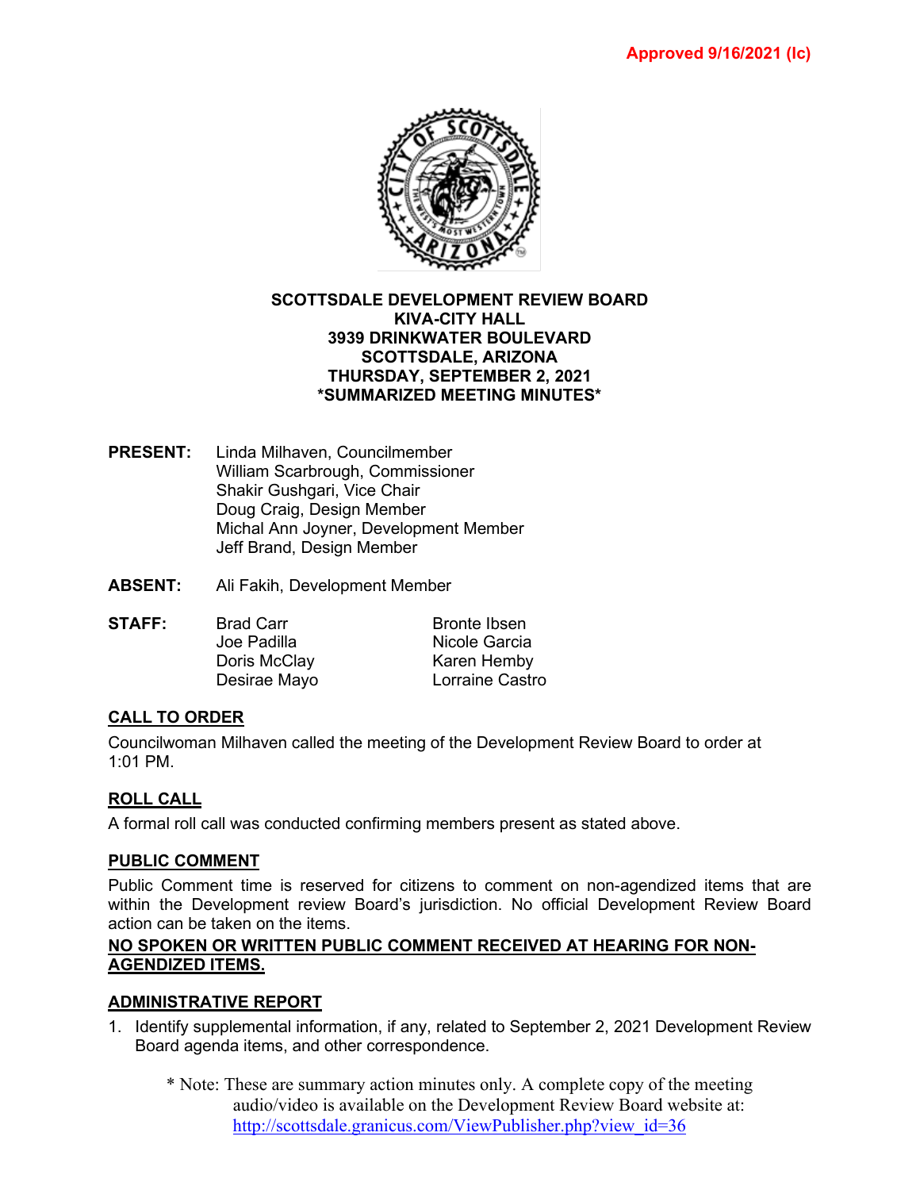**Approved 9/16/2021 (lc)**

**SCOTTSDALE DEVELOPMENT REVIEW BOARD**
**KIVA-CITY HALL**
**3939 DRINKWATER BOULEVARD**
**SCOTTSDALE, ARIZONA**
**THURSDAY, SEPTEMBER 2, 2021**
***SUMMARIZED MEETING MINUTES***

**PRESENT:** Linda Milhaven, Councilmember
William Scarbrough, Commissioner
Shakir Gushgari, Vice Chair
Doug Craig, Design Member
Michal Ann Joyner, Development Member
Jeff Brand, Design Member

**ABSENT:** Ali Fakih, Development Member

**STAFF:**

| | |
|---|---|
| Brad Carr | Bronte Ibsen |
| Joe Padilla | Nicole Garcia |
| Doris McClay | Karen Hemby |
| Desirae Mayo | Lorraine Castro |

## CALL TO ORDER

Councilwoman Milhaven called the meeting of the Development Review Board to order at 1:01 PM.

## ROLL CALL

A formal roll call was conducted confirming members present as stated above.

## PUBLIC COMMENT

Public Comment time is reserved for citizens to comment on non-agendized items that are within the Development review Board's jurisdiction. No official Development Review Board action can be taken on the items.

**NO SPOKEN OR WRITTEN PUBLIC COMMENT RECEIVED AT HEARING FOR NON-AGENDIZED ITEMS.**

## ADMINISTRATIVE REPORT

1. Identify supplemental information, if any, related to September 2, 2021 Development Review Board agenda items, and other correspondence.

\* Note: These are summary action minutes only. A complete copy of the meeting audio/video is available on the Development Review Board website at: http://scottsdale.granicus.com/ViewPublisher.php?view_id=36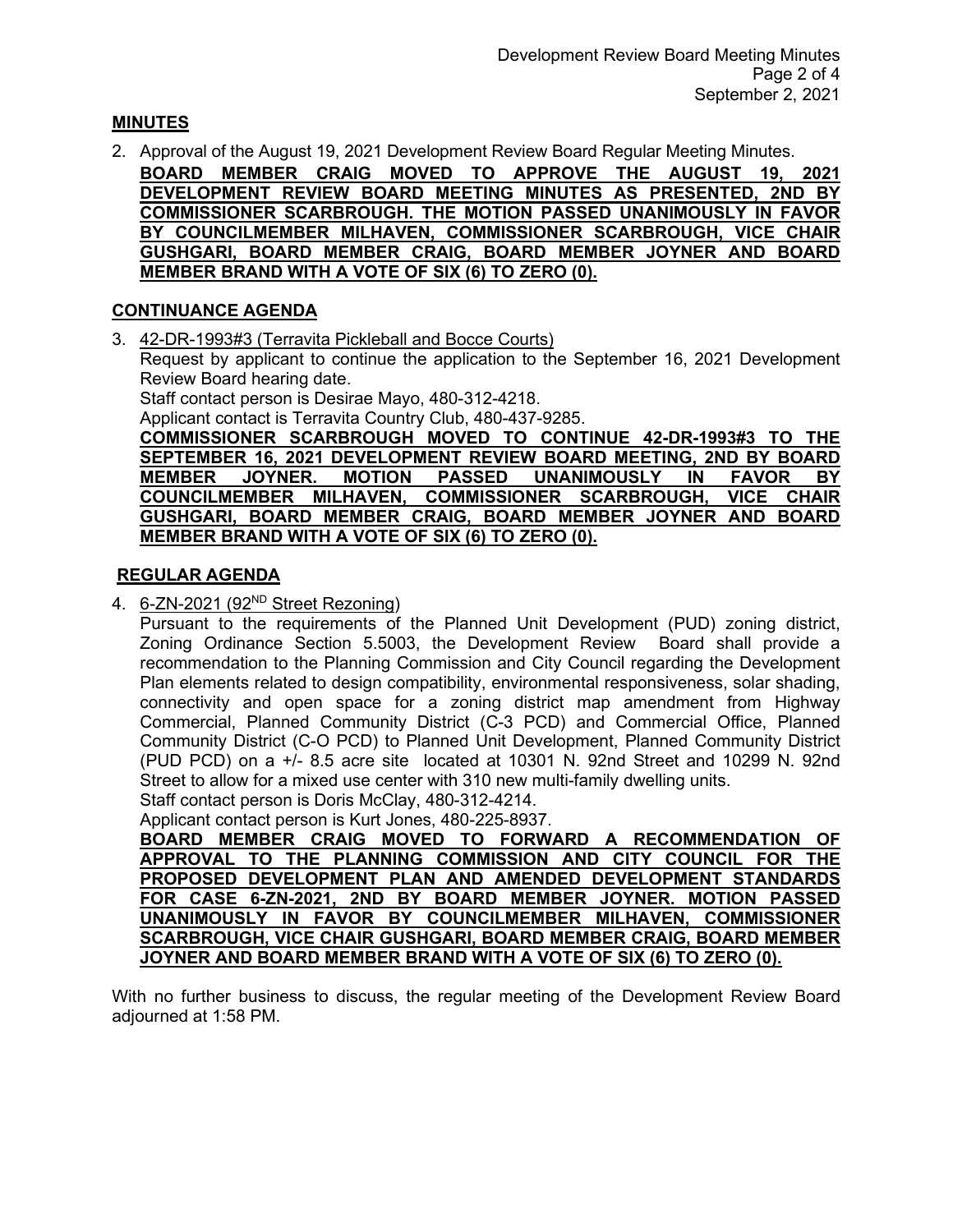## MINUTES

2. Approval of the August 19, 2021 Development Review Board Regular Meeting Minutes.

   **BOARD MEMBER CRAIG MOVED TO APPROVE THE AUGUST 19, 2021 DEVELOPMENT REVIEW BOARD MEETING MINUTES AS PRESENTED, 2ND BY COMMISSIONER SCARBROUGH. THE MOTION PASSED UNANIMOUSLY IN FAVOR BY COUNCILMEMBER MILHAVEN, COMMISSIONER SCARBROUGH, VICE CHAIR GUSHGARI, BOARD MEMBER CRAIG, BOARD MEMBER JOYNER AND BOARD MEMBER BRAND WITH A VOTE OF SIX (6) TO ZERO (0).**

## CONTINUANCE AGENDA

3. 42-DR-1993#3 (Terravita Pickleball and Bocce Courts)

   Request by applicant to continue the application to the September 16, 2021 Development Review Board hearing date.

   Staff contact person is Desirae Mayo, 480-312-4218.

   Applicant contact is Terravita Country Club, 480-437-9285.

   **COMMISSIONER SCARBROUGH MOVED TO CONTINUE 42-DR-1993#3 TO THE SEPTEMBER 16, 2021 DEVELOPMENT REVIEW BOARD MEETING, 2ND BY BOARD MEMBER JOYNER. MOTION PASSED UNANIMOUSLY IN FAVOR BY COUNCILMEMBER MILHAVEN, COMMISSIONER SCARBROUGH, VICE CHAIR GUSHGARI, BOARD MEMBER CRAIG, BOARD MEMBER JOYNER AND BOARD MEMBER BRAND WITH A VOTE OF SIX (6) TO ZERO (0).**

## REGULAR AGENDA

4. 6-ZN-2021 (92ND Street Rezoning)

   Pursuant to the requirements of the Planned Unit Development (PUD) zoning district, Zoning Ordinance Section 5.5003, the Development Review Board shall provide a recommendation to the Planning Commission and City Council regarding the Development Plan elements related to design compatibility, environmental responsiveness, solar shading, connectivity and open space for a zoning district map amendment from Highway Commercial, Planned Community District (C-3 PCD) and Commercial Office, Planned Community District (C-O PCD) to Planned Unit Development, Planned Community District (PUD PCD) on a +/- 8.5 acre site located at 10301 N. 92nd Street and 10299 N. 92nd Street to allow for a mixed use center with 310 new multi-family dwelling units.

   Staff contact person is Doris McClay, 480-312-4214.

   Applicant contact person is Kurt Jones, 480-225-8937.

   **BOARD MEMBER CRAIG MOVED TO FORWARD A RECOMMENDATION OF APPROVAL TO THE PLANNING COMMISSION AND CITY COUNCIL FOR THE PROPOSED DEVELOPMENT PLAN AND AMENDED DEVELOPMENT STANDARDS FOR CASE 6-ZN-2021, 2ND BY BOARD MEMBER JOYNER. MOTION PASSED UNANIMOUSLY IN FAVOR BY COUNCILMEMBER MILHAVEN, COMMISSIONER SCARBROUGH, VICE CHAIR GUSHGARI, BOARD MEMBER CRAIG, BOARD MEMBER JOYNER AND BOARD MEMBER BRAND WITH A VOTE OF SIX (6) TO ZERO (0).**

With no further business to discuss, the regular meeting of the Development Review Board adjourned at 1:58 PM.